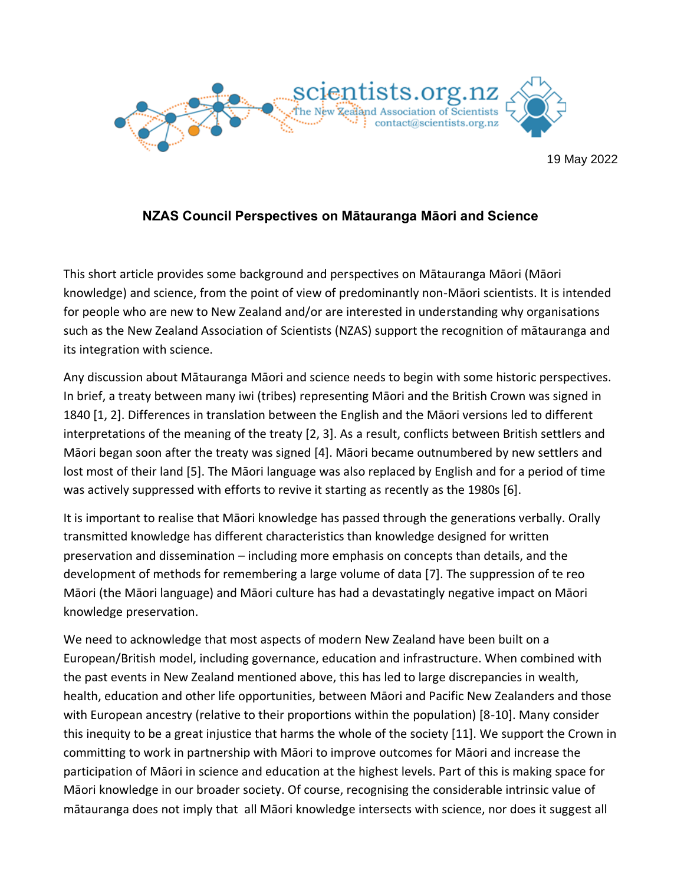scientists.org.nz
The New Zealand Association of Scientists
contact@scientists.org.nz

19 May 2022

## NZAS Council Perspectives on Mātauranga Māori and Science

This short article provides some background and perspectives on Mātauranga Māori (Māori knowledge) and science, from the point of view of predominantly non-Māori scientists. It is intended for people who are new to New Zealand and/or are interested in understanding why organisations such as the New Zealand Association of Scientists (NZAS) support the recognition of mātauranga and its integration with science.

Any discussion about Mātauranga Māori and science needs to begin with some historic perspectives. In brief, a treaty between many iwi (tribes) representing Māori and the British Crown was signed in 1840 [1, 2]. Differences in translation between the English and the Māori versions led to different interpretations of the meaning of the treaty [2, 3]. As a result, conflicts between British settlers and Māori began soon after the treaty was signed [4]. Māori became outnumbered by new settlers and lost most of their land [5]. The Māori language was also replaced by English and for a period of time was actively suppressed with efforts to revive it starting as recently as the 1980s [6].

It is important to realise that Māori knowledge has passed through the generations verbally. Orally transmitted knowledge has different characteristics than knowledge designed for written preservation and dissemination – including more emphasis on concepts than details, and the development of methods for remembering a large volume of data [7]. The suppression of te reo Māori (the Māori language) and Māori culture has had a devastatingly negative impact on Māori knowledge preservation.

We need to acknowledge that most aspects of modern New Zealand have been built on a European/British model, including governance, education and infrastructure. When combined with the past events in New Zealand mentioned above, this has led to large discrepancies in wealth, health, education and other life opportunities, between Māori and Pacific New Zealanders and those with European ancestry (relative to their proportions within the population) [8-10]. Many consider this inequity to be a great injustice that harms the whole of the society [11]. We support the Crown in committing to work in partnership with Māori to improve outcomes for Māori and increase the participation of Māori in science and education at the highest levels. Part of this is making space for Māori knowledge in our broader society. Of course, recognising the considerable intrinsic value of mātauranga does not imply that all Māori knowledge intersects with science, nor does it suggest all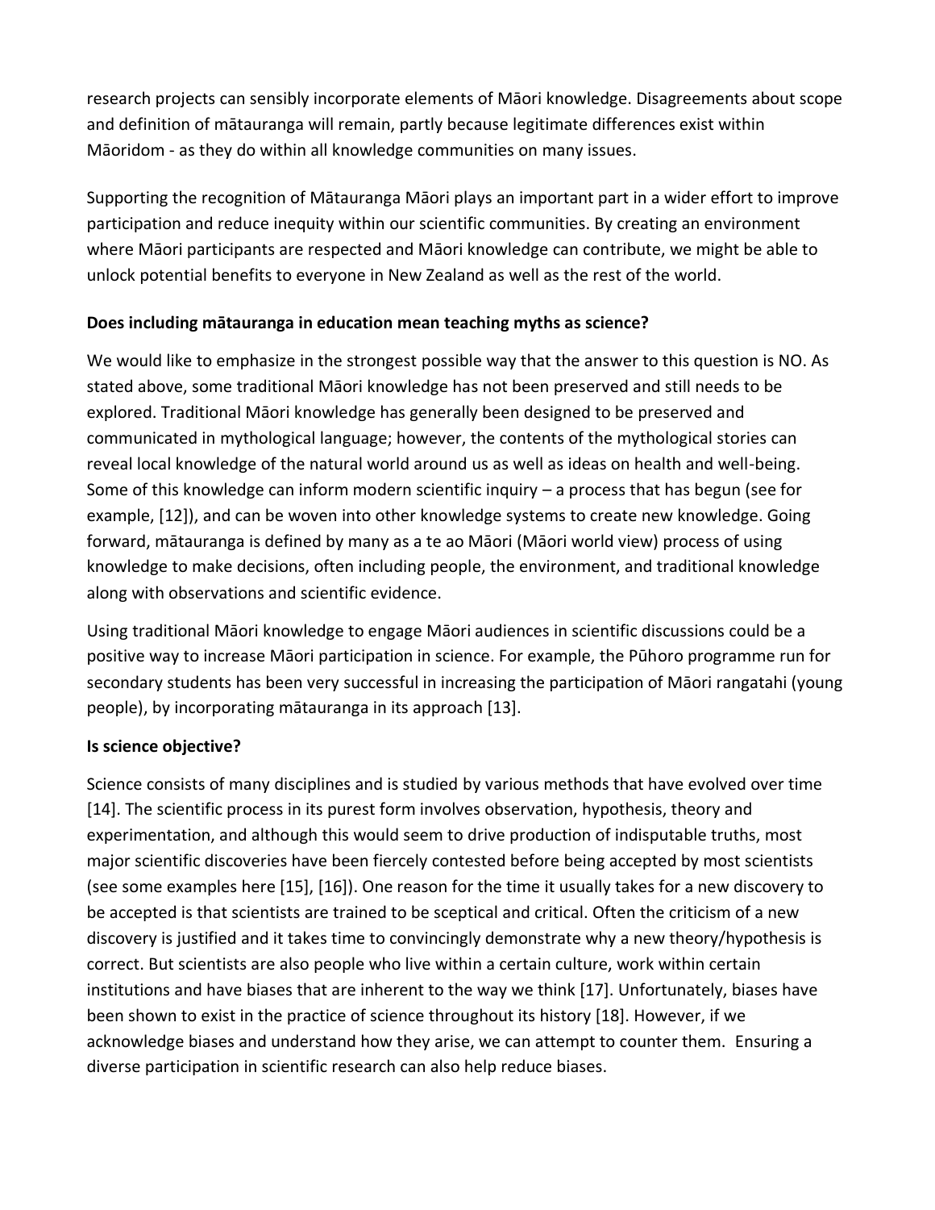research projects can sensibly incorporate elements of Māori knowledge. Disagreements about scope and definition of mātauranga will remain, partly because legitimate differences exist within Māoridom - as they do within all knowledge communities on many issues.

Supporting the recognition of Mātauranga Māori plays an important part in a wider effort to improve participation and reduce inequity within our scientific communities. By creating an environment where Māori participants are respected and Māori knowledge can contribute, we might be able to unlock potential benefits to everyone in New Zealand as well as the rest of the world.

**Does including mātauranga in education mean teaching myths as science?**

We would like to emphasize in the strongest possible way that the answer to this question is NO. As stated above, some traditional Māori knowledge has not been preserved and still needs to be explored. Traditional Māori knowledge has generally been designed to be preserved and communicated in mythological language; however, the contents of the mythological stories can reveal local knowledge of the natural world around us as well as ideas on health and well-being. Some of this knowledge can inform modern scientific inquiry – a process that has begun (see for example, [12]), and can be woven into other knowledge systems to create new knowledge. Going forward, mātauranga is defined by many as a te ao Māori (Māori world view) process of using knowledge to make decisions, often including people, the environment, and traditional knowledge along with observations and scientific evidence.

Using traditional Māori knowledge to engage Māori audiences in scientific discussions could be a positive way to increase Māori participation in science. For example, the Pūhoro programme run for secondary students has been very successful in increasing the participation of Māori rangatahi (young people), by incorporating mātauranga in its approach [13].

**Is science objective?**

Science consists of many disciplines and is studied by various methods that have evolved over time [14]. The scientific process in its purest form involves observation, hypothesis, theory and experimentation, and although this would seem to drive production of indisputable truths, most major scientific discoveries have been fiercely contested before being accepted by most scientists (see some examples here [15], [16]). One reason for the time it usually takes for a new discovery to be accepted is that scientists are trained to be sceptical and critical. Often the criticism of a new discovery is justified and it takes time to convincingly demonstrate why a new theory/hypothesis is correct. But scientists are also people who live within a certain culture, work within certain institutions and have biases that are inherent to the way we think [17]. Unfortunately, biases have been shown to exist in the practice of science throughout its history [18]. However, if we acknowledge biases and understand how they arise, we can attempt to counter them. Ensuring a diverse participation in scientific research can also help reduce biases.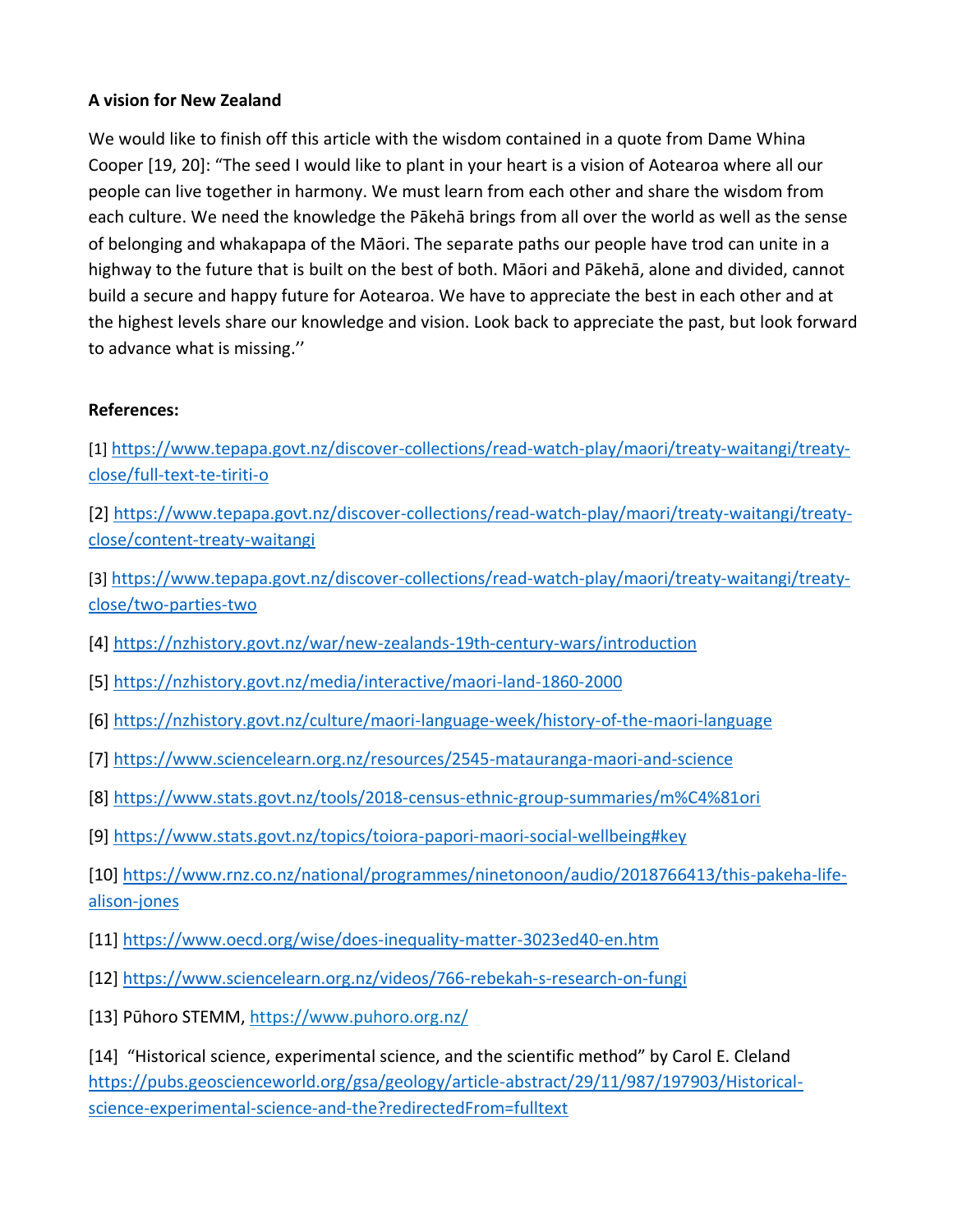**A vision for New Zealand**

We would like to finish off this article with the wisdom contained in a quote from Dame Whina Cooper [19, 20]: "The seed I would like to plant in your heart is a vision of Aotearoa where all our people can live together in harmony. We must learn from each other and share the wisdom from each culture. We need the knowledge the Pākehā brings from all over the world as well as the sense of belonging and whakapapa of the Māori. The separate paths our people have trod can unite in a highway to the future that is built on the best of both. Māori and Pākehā, alone and divided, cannot build a secure and happy future for Aotearoa. We have to appreciate the best in each other and at the highest levels share our knowledge and vision. Look back to appreciate the past, but look forward to advance what is missing.''

**References:**

[1] https://www.tepapa.govt.nz/discover-collections/read-watch-play/maori/treaty-waitangi/treaty-close/full-text-te-tiriti-o

[2] https://www.tepapa.govt.nz/discover-collections/read-watch-play/maori/treaty-waitangi/treaty-close/content-treaty-waitangi

[3] https://www.tepapa.govt.nz/discover-collections/read-watch-play/maori/treaty-waitangi/treaty-close/two-parties-two

[4] https://nzhistory.govt.nz/war/new-zealands-19th-century-wars/introduction

[5] https://nzhistory.govt.nz/media/interactive/maori-land-1860-2000

[6] https://nzhistory.govt.nz/culture/maori-language-week/history-of-the-maori-language

[7] https://www.sciencelearn.org.nz/resources/2545-matauranga-maori-and-science

[8] https://www.stats.govt.nz/tools/2018-census-ethnic-group-summaries/m%C4%81ori

[9] https://www.stats.govt.nz/topics/toiora-papori-maori-social-wellbeing#key

[10] https://www.rnz.co.nz/national/programmes/ninetonoon/audio/2018766413/this-pakeha-life-alison-jones

[11] https://www.oecd.org/wise/does-inequality-matter-3023ed40-en.htm

[12] https://www.sciencelearn.org.nz/videos/766-rebekah-s-research-on-fungi

[13] Pūhoro STEMM, https://www.puhoro.org.nz/

[14] "Historical science, experimental science, and the scientific method" by Carol E. Cleland https://pubs.geoscienceworld.org/gsa/geology/article-abstract/29/11/987/197903/Historical-science-experimental-science-and-the?redirectedFrom=fulltext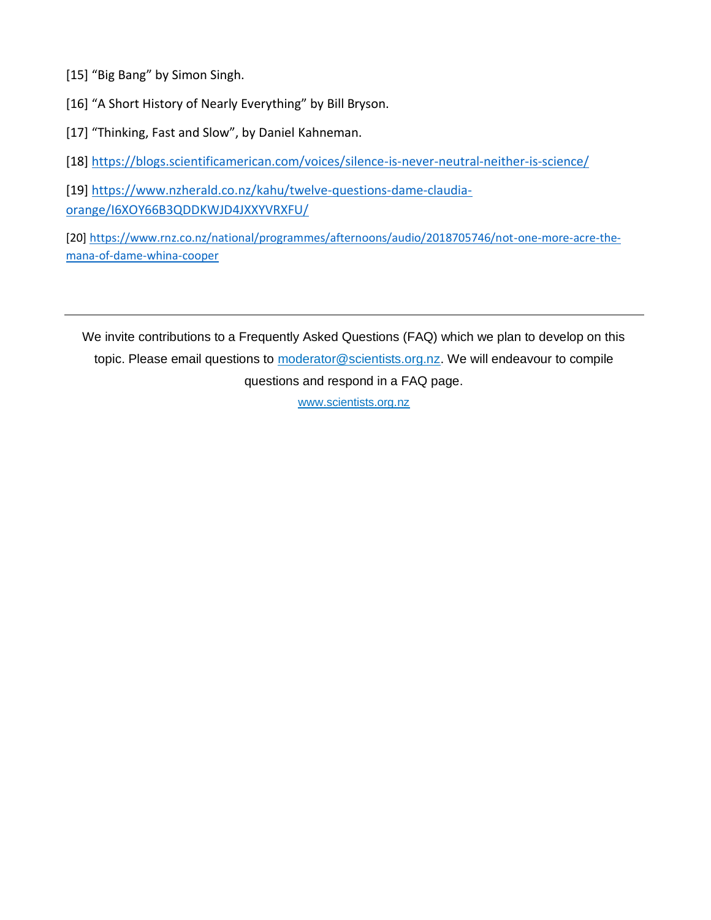[15] "Big Bang" by Simon Singh.

[16] "A Short History of Nearly Everything" by Bill Bryson.

[17] "Thinking, Fast and Slow", by Daniel Kahneman.

[18] https://blogs.scientificamerican.com/voices/silence-is-never-neutral-neither-is-science/

[19] https://www.nzherald.co.nz/kahu/twelve-questions-dame-claudia-orange/I6XOY66B3QDDKWJD4JXXYVRXFU/

[20] https://www.rnz.co.nz/national/programmes/afternoons/audio/2018705746/not-one-more-acre-the-mana-of-dame-whina-cooper

---

We invite contributions to a Frequently Asked Questions (FAQ) which we plan to develop on this topic. Please email questions to moderator@scientists.org.nz. We will endeavour to compile questions and respond in a FAQ page.

www.scientists.org.nz